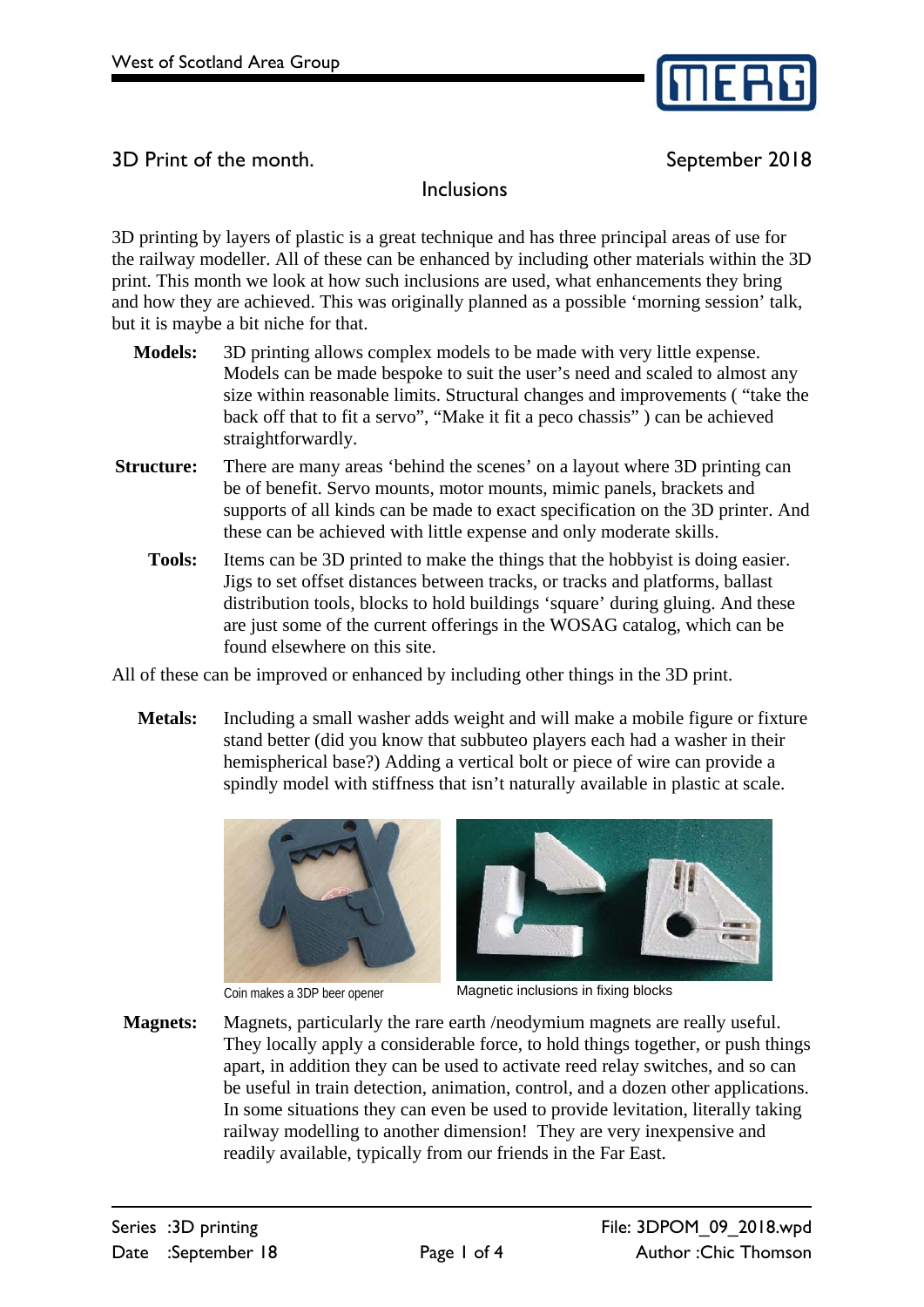# 3D Print of the month. — September 2018

## Inclusions

3D printing by layers of plastic is a great technique and has three principal areas of use for the railway modeller. All of these can be enhanced by including other materials within the 3D print. This month we look at how such inclusions are used, what enhancements they bring and how they are achieved. This was originally planned as a possible 'morning session' talk, but it is maybe a bit niche for that.

**Models:** 3D printing allows complex models to be made with very little expense. Models can be made bespoke to suit the user's need and scaled to almost any size within reasonable limits. Structural changes and improvements ( "take the back off that to fit a servo", "Make it fit a peco chassis" ) can be achieved straightforwardly.

**Structure:** There are many areas 'behind the scenes' on a layout where 3D printing can be of benefit. Servo mounts, motor mounts, mimic panels, brackets and supports of all kinds can be made to exact specification on the 3D printer. And these can be achieved with little expense and only moderate skills.

**Tools:** Items can be 3D printed to make the things that the hobbyist is doing easier. Jigs to set offset distances between tracks, or tracks and platforms, ballast distribution tools, blocks to hold buildings 'square' during gluing. And these are just some of the current offerings in the WOSAG catalog, which can be found elsewhere on this site.

All of these can be improved or enhanced by including other things in the 3D print.

**Metals:** Including a small washer adds weight and will make a mobile figure or fixture stand better (did you know that subbuteo players each had a washer in their hemispherical base?) Adding a vertical bolt or piece of wire can provide a spindly model with stiffness that isn't naturally available in plastic at scale.

Coin makes a 3DP beer opener

Magnetic inclusions in fixing blocks

**Magnets:** Magnets, particularly the rare earth /neodymium magnets are really useful. They locally apply a considerable force, to hold things together, or push things apart, in addition they can be used to activate reed relay switches, and so can be useful in train detection, animation, control, and a dozen other applications. In some situations they can even be used to provide levitation, literally taking railway modelling to another dimension! They are very inexpensive and readily available, typically from our friends in the Far East.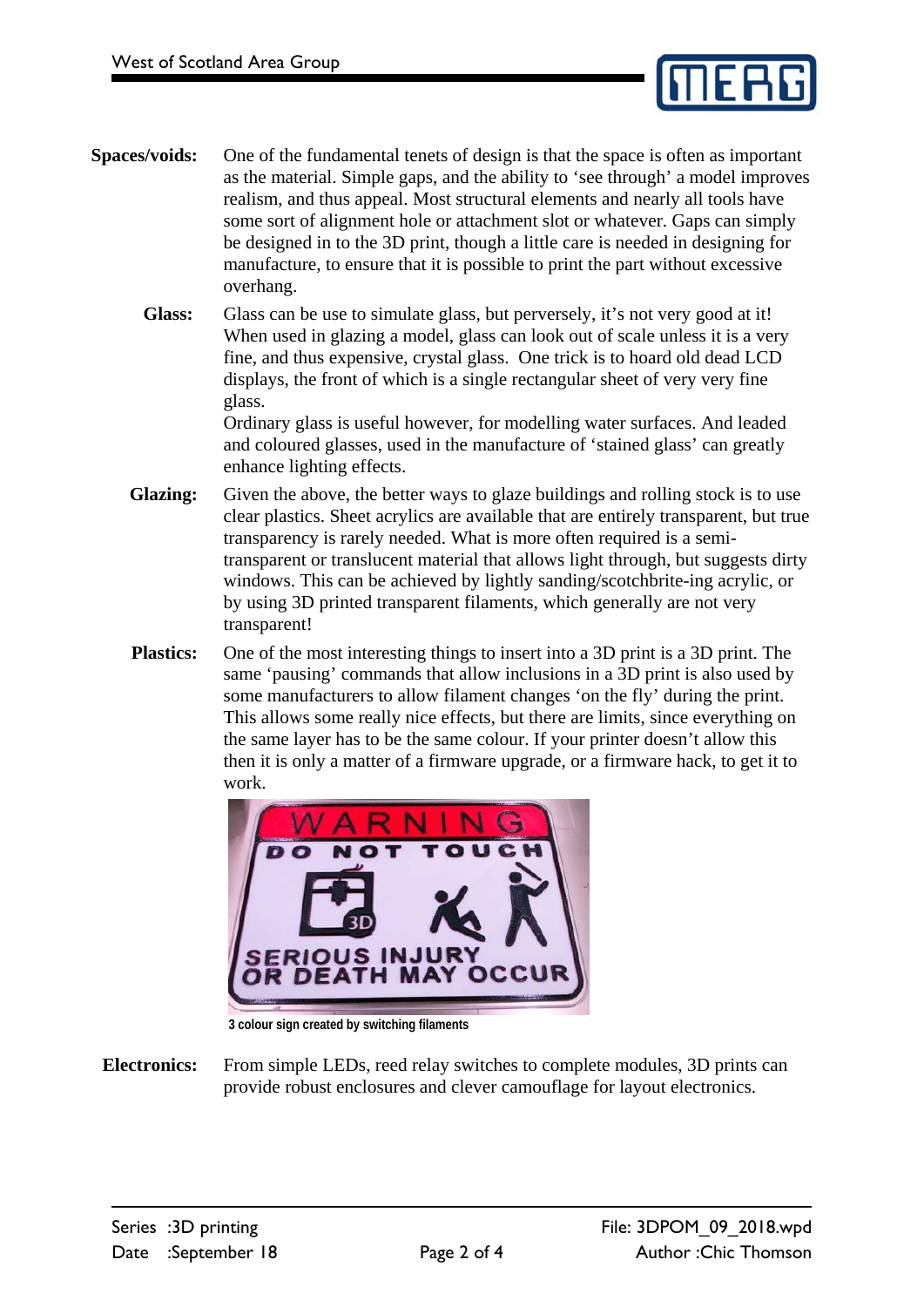**Spaces/voids:** One of the fundamental tenets of design is that the space is often as important as the material. Simple gaps, and the ability to 'see through' a model improves realism, and thus appeal. Most structural elements and nearly all tools have some sort of alignment hole or attachment slot or whatever. Gaps can simply be designed in to the 3D print, though a little care is needed in designing for manufacture, to ensure that it is possible to print the part without excessive overhang.

**Glass:** Glass can be use to simulate glass, but perversely, it's not very good at it! When used in glazing a model, glass can look out of scale unless it is a very fine, and thus expensive, crystal glass. One trick is to hoard old dead LCD displays, the front of which is a single rectangular sheet of very very fine glass.
Ordinary glass is useful however, for modelling water surfaces. And leaded and coloured glasses, used in the manufacture of 'stained glass' can greatly enhance lighting effects.

**Glazing:** Given the above, the better ways to glaze buildings and rolling stock is to use clear plastics. Sheet acrylics are available that are entirely transparent, but true transparency is rarely needed. What is more often required is a semi-transparent or translucent material that allows light through, but suggests dirty windows. This can be achieved by lightly sanding/scotchbrite-ing acrylic, or by using 3D printed transparent filaments, which generally are not very transparent!

**Plastics:** One of the most interesting things to insert into a 3D print is a 3D print. The same 'pausing' commands that allow inclusions in a 3D print is also used by some manufacturers to allow filament changes 'on the fly' during the print. This allows some really nice effects, but there are limits, since everything on the same layer has to be the same colour. If your printer doesn't allow this then it is only a matter of a firmware upgrade, or a firmware hack, to get it to work.

3 colour sign created by switching filaments

**Electronics:** From simple LEDs, reed relay switches to complete modules, 3D prints can provide robust enclosures and clever camouflage for layout electronics.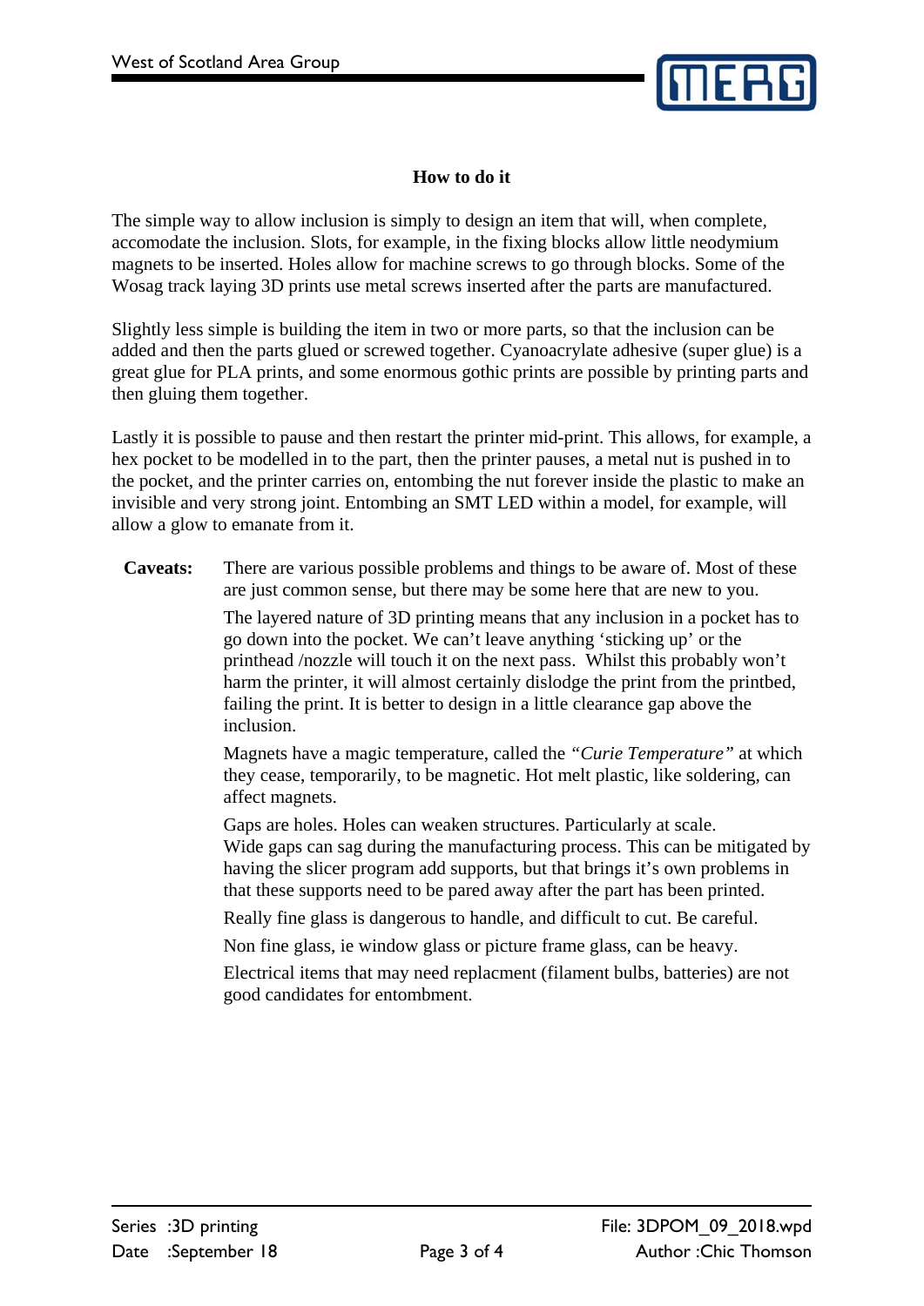## How to do it

The simple way to allow inclusion is simply to design an item that will, when complete, accomodate the inclusion. Slots, for example, in the fixing blocks allow little neodymium magnets to be inserted. Holes allow for machine screws to go through blocks. Some of the Wosag track laying 3D prints use metal screws inserted after the parts are manufactured.

Slightly less simple is building the item in two or more parts, so that the inclusion can be added and then the parts glued or screwed together. Cyanoacrylate adhesive (super glue) is a great glue for PLA prints, and some enormous gothic prints are possible by printing parts and then gluing them together.

Lastly it is possible to pause and then restart the printer mid-print. This allows, for example, a hex pocket to be modelled in to the part, then the printer pauses, a metal nut is pushed in to the pocket, and the printer carries on, entombing the nut forever inside the plastic to make an invisible and very strong joint. Entombing an SMT LED within a model, for example, will allow a glow to emanate from it.

**Caveats:** There are various possible problems and things to be aware of. Most of these are just common sense, but there may be some here that are new to you.

The layered nature of 3D printing means that any inclusion in a pocket has to go down into the pocket. We can't leave anything 'sticking up' or the printhead /nozzle will touch it on the next pass. Whilst this probably won't harm the printer, it will almost certainly dislodge the print from the printbed, failing the print. It is better to design in a little clearance gap above the inclusion.

Magnets have a magic temperature, called the *"Curie Temperature"* at which they cease, temporarily, to be magnetic. Hot melt plastic, like soldering, can affect magnets.

Gaps are holes. Holes can weaken structures. Particularly at scale.
Wide gaps can sag during the manufacturing process. This can be mitigated by having the slicer program add supports, but that brings it's own problems in that these supports need to be pared away after the part has been printed.

Really fine glass is dangerous to handle, and difficult to cut. Be careful.

Non fine glass, ie window glass or picture frame glass, can be heavy.

Electrical items that may need replacment (filament bulbs, batteries) are not good candidates for entombment.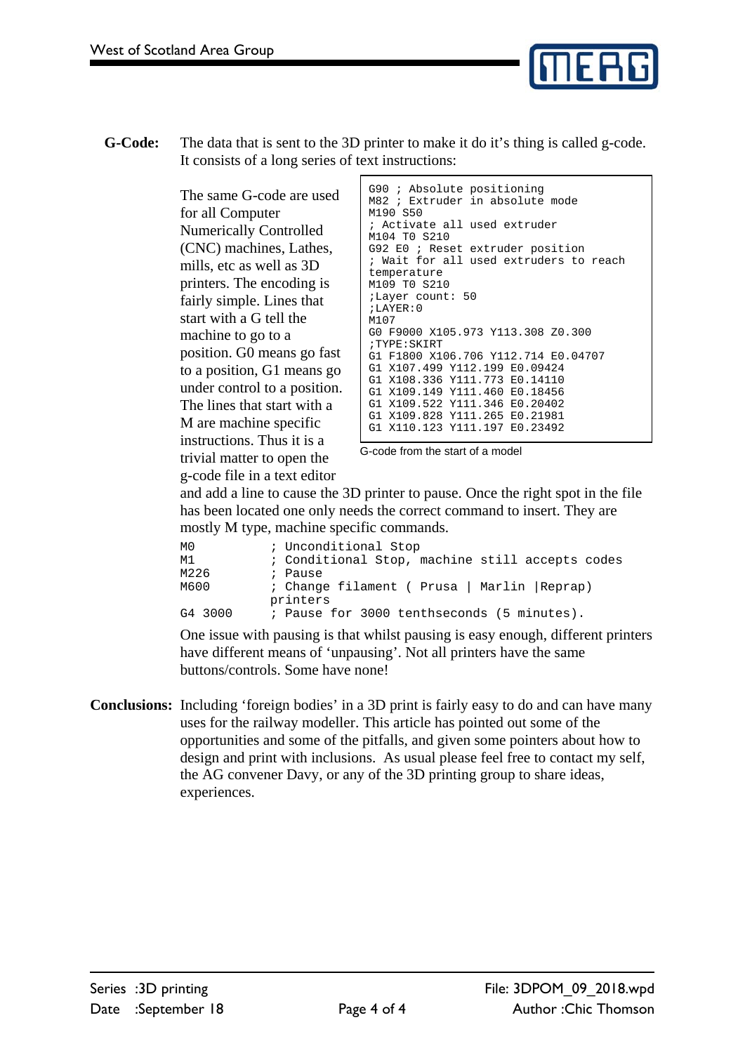**G-Code:** The data that is sent to the 3D printer to make it do it's thing is called g-code. It consists of a long series of text instructions:

```
G90 ; Absolute positioning
M82 ; Extruder in absolute mode
M190 S50
; Activate all used extruder
M104 T0 S210
G92 E0 ; Reset extruder position
; Wait for all used extruders to reach
temperature
M109 T0 S210
;Layer count: 50
;LAYER:0
M107
G0 F9000 X105.973 Y113.308 Z0.300
;TYPE:SKIRT
G1 F1800 X106.706 Y112.714 E0.04707
G1 X107.499 Y112.199 E0.09424
G1 X108.336 Y111.773 E0.14110
G1 X109.149 Y111.460 E0.18456
G1 X109.522 Y111.346 E0.20402
G1 X109.828 Y111.265 E0.21981
G1 X110.123 Y111.197 E0.23492
```

G-code from the start of a model

The same G-code are used for all Computer Numerically Controlled (CNC) machines, Lathes, mills, etc as well as 3D printers. The encoding is fairly simple. Lines that start with a G tell the machine to go to a position. G0 means go fast to a position, G1 means go under control to a position. The lines that start with a M are machine specific instructions. Thus it is a trivial matter to open the g-code file in a text editor and add a line to cause the 3D printer to pause. Once the right spot in the file has been located one only needs the correct command to insert. They are mostly M type, machine specific commands.

```
M0          ; Unconditional Stop
M1          ; Conditional Stop, machine still accepts codes
M226        ; Pause
M600        ; Change filament ( Prusa | Marlin |Reprap)
            printers
G4 3000     ; Pause for 3000 tenthseconds (5 minutes).
```

One issue with pausing is that whilst pausing is easy enough, different printers have different means of 'unpausing'. Not all printers have the same buttons/controls. Some have none!

**Conclusions:** Including 'foreign bodies' in a 3D print is fairly easy to do and can have many uses for the railway modeller. This article has pointed out some of the opportunities and some of the pitfalls, and given some pointers about how to design and print with inclusions. As usual please feel free to contact my self, the AG convener Davy, or any of the 3D printing group to share ideas, experiences.